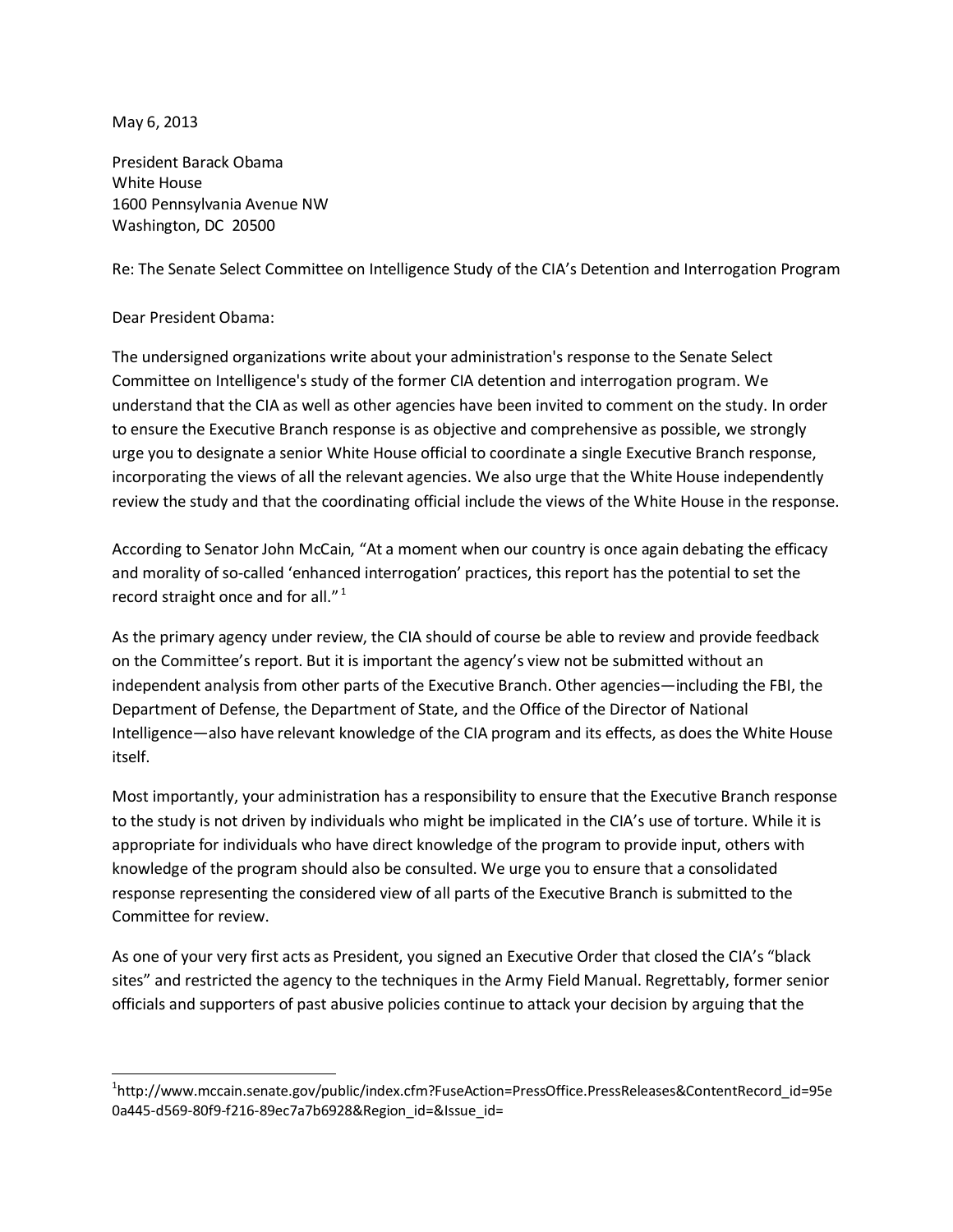May 6, 2013

President Barack Obama
White House
1600 Pennsylvania Avenue NW
Washington, DC 20500

Re: The Senate Select Committee on Intelligence Study of the CIA's Detention and Interrogation Program

Dear President Obama:

The undersigned organizations write about your administration's response to the Senate Select Committee on Intelligence's study of the former CIA detention and interrogation program. We understand that the CIA as well as other agencies have been invited to comment on the study. In order to ensure the Executive Branch response is as objective and comprehensive as possible, we strongly urge you to designate a senior White House official to coordinate a single Executive Branch response, incorporating the views of all the relevant agencies. We also urge that the White House independently review the study and that the coordinating official include the views of the White House in the response.

According to Senator John McCain, "At a moment when our country is once again debating the efficacy and morality of so-called 'enhanced interrogation' practices, this report has the potential to set the record straight once and for all." [1]

As the primary agency under review, the CIA should of course be able to review and provide feedback on the Committee's report. But it is important the agency's view not be submitted without an independent analysis from other parts of the Executive Branch. Other agencies—including the FBI, the Department of Defense, the Department of State, and the Office of the Director of National Intelligence—also have relevant knowledge of the CIA program and its effects, as does the White House itself.

Most importantly, your administration has a responsibility to ensure that the Executive Branch response to the study is not driven by individuals who might be implicated in the CIA's use of torture. While it is appropriate for individuals who have direct knowledge of the program to provide input, others with knowledge of the program should also be consulted. We urge you to ensure that a consolidated response representing the considered view of all parts of the Executive Branch is submitted to the Committee for review.

As one of your very first acts as President, you signed an Executive Order that closed the CIA's "black sites" and restricted the agency to the techniques in the Army Field Manual. Regrettably, former senior officials and supporters of past abusive policies continue to attack your decision by arguing that the

---

[1] http://www.mccain.senate.gov/public/index.cfm?FuseAction=PressOffice.PressReleases&ContentRecord_id=95e0a445-d569-80f9-f216-89ec7a7b6928&Region_id=&Issue_id=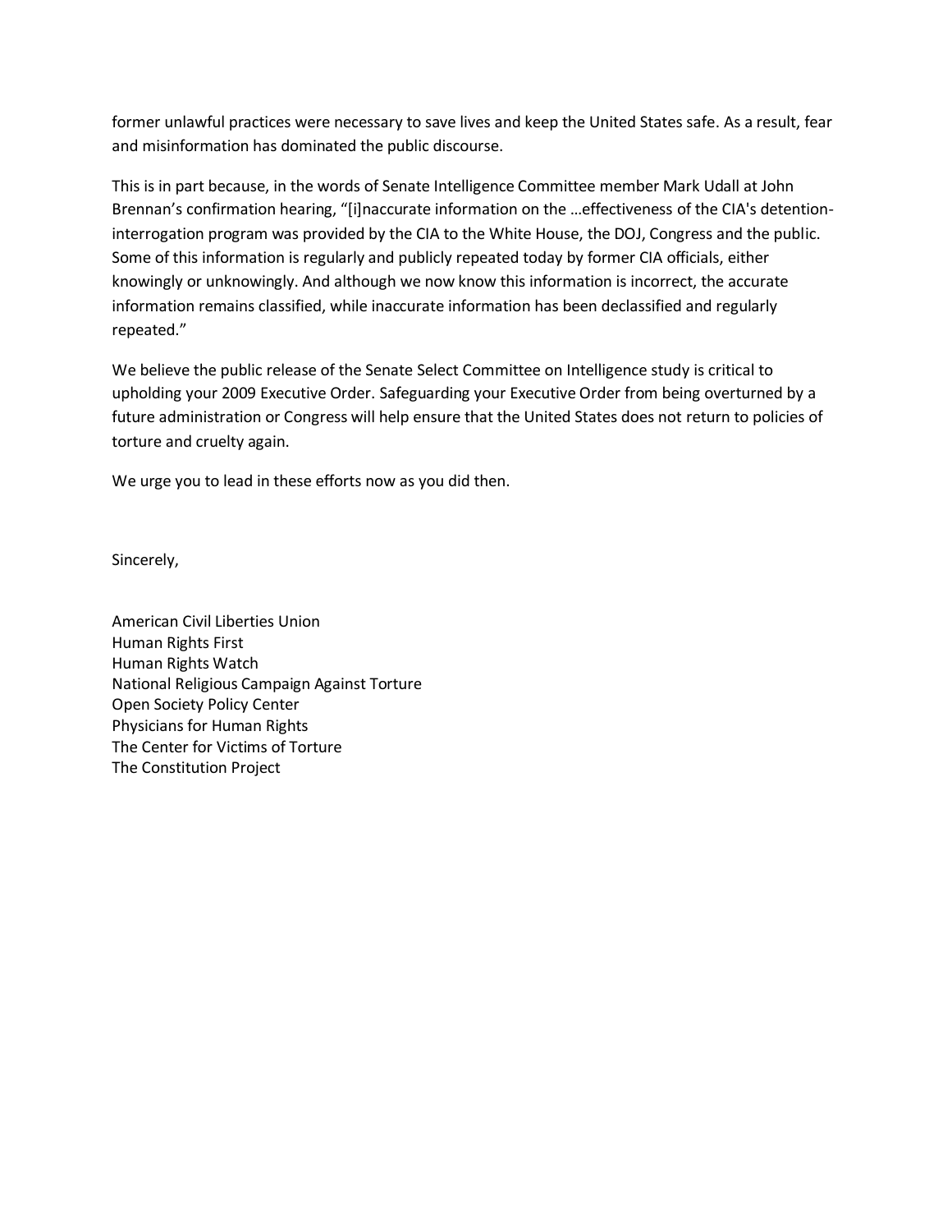former unlawful practices were necessary to save lives and keep the United States safe. As a result, fear and misinformation has dominated the public discourse.

This is in part because, in the words of Senate Intelligence Committee member Mark Udall at John Brennan's confirmation hearing, "[i]naccurate information on the …effectiveness of the CIA's detention-interrogation program was provided by the CIA to the White House, the DOJ, Congress and the public. Some of this information is regularly and publicly repeated today by former CIA officials, either knowingly or unknowingly. And although we now know this information is incorrect, the accurate information remains classified, while inaccurate information has been declassified and regularly repeated."

We believe the public release of the Senate Select Committee on Intelligence study is critical to upholding your 2009 Executive Order. Safeguarding your Executive Order from being overturned by a future administration or Congress will help ensure that the United States does not return to policies of torture and cruelty again.

We urge you to lead in these efforts now as you did then.

Sincerely,

American Civil Liberties Union
Human Rights First
Human Rights Watch
National Religious Campaign Against Torture
Open Society Policy Center
Physicians for Human Rights
The Center for Victims of Torture
The Constitution Project